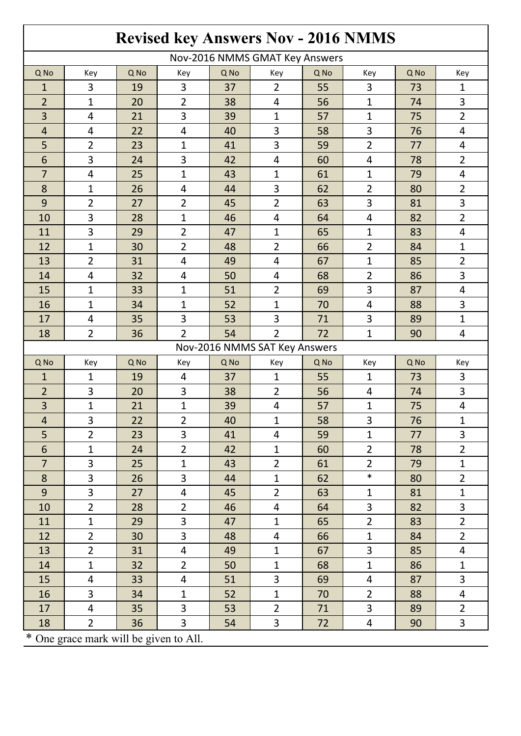# Revised key Answers Nov - 2016 NMMS

## Nov-2016 NMMS GMAT Key Answers

| Q No | Key | Q No | Key | Q No | Key | Q No | Key | Q No | Key |
|---|---|---|---|---|---|---|---|---|---|
| 1 | 3 | 19 | 3 | 37 | 2 | 55 | 3 | 73 | 1 |
| 2 | 1 | 20 | 2 | 38 | 4 | 56 | 1 | 74 | 3 |
| 3 | 4 | 21 | 3 | 39 | 1 | 57 | 1 | 75 | 2 |
| 4 | 4 | 22 | 4 | 40 | 3 | 58 | 3 | 76 | 4 |
| 5 | 2 | 23 | 1 | 41 | 3 | 59 | 2 | 77 | 4 |
| 6 | 3 | 24 | 3 | 42 | 4 | 60 | 4 | 78 | 2 |
| 7 | 4 | 25 | 1 | 43 | 1 | 61 | 1 | 79 | 4 |
| 8 | 1 | 26 | 4 | 44 | 3 | 62 | 2 | 80 | 2 |
| 9 | 2 | 27 | 2 | 45 | 2 | 63 | 3 | 81 | 3 |
| 10 | 3 | 28 | 1 | 46 | 4 | 64 | 4 | 82 | 2 |
| 11 | 3 | 29 | 2 | 47 | 1 | 65 | 1 | 83 | 4 |
| 12 | 1 | 30 | 2 | 48 | 2 | 66 | 2 | 84 | 1 |
| 13 | 2 | 31 | 4 | 49 | 4 | 67 | 1 | 85 | 2 |
| 14 | 4 | 32 | 4 | 50 | 4 | 68 | 2 | 86 | 3 |
| 15 | 1 | 33 | 1 | 51 | 2 | 69 | 3 | 87 | 4 |
| 16 | 1 | 34 | 1 | 52 | 1 | 70 | 4 | 88 | 3 |
| 17 | 4 | 35 | 3 | 53 | 3 | 71 | 3 | 89 | 1 |
| 18 | 2 | 36 | 2 | 54 | 2 | 72 | 1 | 90 | 4 |

## Nov-2016 NMMS SAT Key Answers

| Q No | Key | Q No | Key | Q No | Key | Q No | Key | Q No | Key |
|---|---|---|---|---|---|---|---|---|---|
| 1 | 1 | 19 | 4 | 37 | 1 | 55 | 1 | 73 | 3 |
| 2 | 3 | 20 | 3 | 38 | 2 | 56 | 4 | 74 | 3 |
| 3 | 1 | 21 | 1 | 39 | 4 | 57 | 1 | 75 | 4 |
| 4 | 3 | 22 | 2 | 40 | 1 | 58 | 3 | 76 | 1 |
| 5 | 2 | 23 | 3 | 41 | 4 | 59 | 1 | 77 | 3 |
| 6 | 1 | 24 | 2 | 42 | 1 | 60 | 2 | 78 | 2 |
| 7 | 3 | 25 | 1 | 43 | 2 | 61 | 2 | 79 | 1 |
| 8 | 3 | 26 | 3 | 44 | 1 | 62 | * | 80 | 2 |
| 9 | 3 | 27 | 4 | 45 | 2 | 63 | 1 | 81 | 1 |
| 10 | 2 | 28 | 2 | 46 | 4 | 64 | 3 | 82 | 3 |
| 11 | 1 | 29 | 3 | 47 | 1 | 65 | 2 | 83 | 2 |
| 12 | 2 | 30 | 3 | 48 | 4 | 66 | 1 | 84 | 2 |
| 13 | 2 | 31 | 4 | 49 | 1 | 67 | 3 | 85 | 4 |
| 14 | 1 | 32 | 2 | 50 | 1 | 68 | 1 | 86 | 1 |
| 15 | 4 | 33 | 4 | 51 | 3 | 69 | 4 | 87 | 3 |
| 16 | 3 | 34 | 1 | 52 | 1 | 70 | 2 | 88 | 4 |
| 17 | 4 | 35 | 3 | 53 | 2 | 71 | 3 | 89 | 2 |
| 18 | 2 | 36 | 3 | 54 | 3 | 72 | 4 | 90 | 3 |

* One grace mark will be given to All.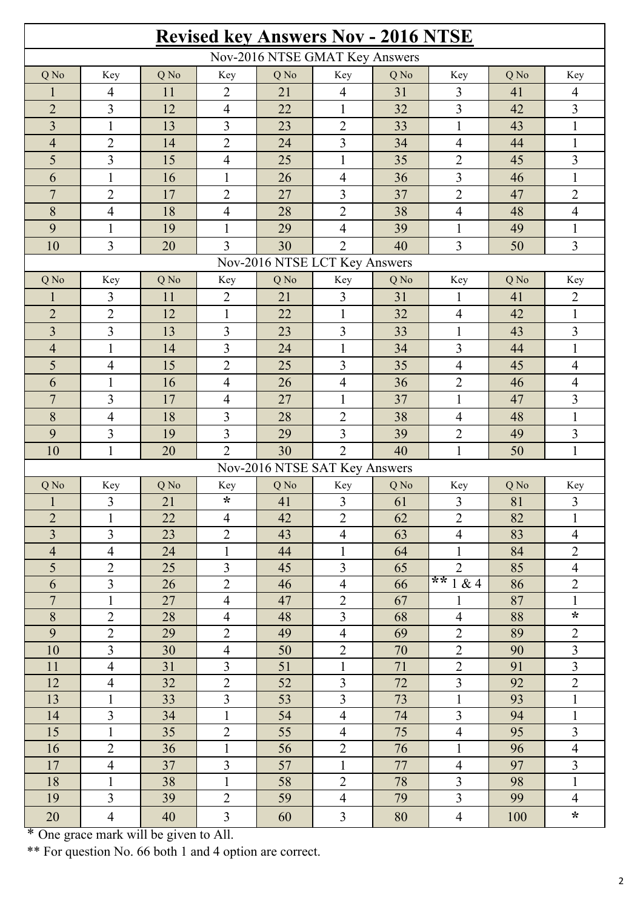# Revised key Answers Nov - 2016 NTSE

## Nov-2016 NTSE GMAT Key Answers

| Q No | Key | Q No | Key | Q No | Key | Q No | Key | Q No | Key |
|---|---|---|---|---|---|---|---|---|---|
| 1 | 4 | 11 | 2 | 21 | 4 | 31 | 3 | 41 | 4 |
| 2 | 3 | 12 | 4 | 22 | 1 | 32 | 3 | 42 | 3 |
| 3 | 1 | 13 | 3 | 23 | 2 | 33 | 1 | 43 | 1 |
| 4 | 2 | 14 | 2 | 24 | 3 | 34 | 4 | 44 | 1 |
| 5 | 3 | 15 | 4 | 25 | 1 | 35 | 2 | 45 | 3 |
| 6 | 1 | 16 | 1 | 26 | 4 | 36 | 3 | 46 | 1 |
| 7 | 2 | 17 | 2 | 27 | 3 | 37 | 2 | 47 | 2 |
| 8 | 4 | 18 | 4 | 28 | 2 | 38 | 4 | 48 | 4 |
| 9 | 1 | 19 | 1 | 29 | 4 | 39 | 1 | 49 | 1 |
| 10 | 3 | 20 | 3 | 30 | 2 | 40 | 3 | 50 | 3 |

## Nov-2016 NTSE LCT Key Answers

| Q No | Key | Q No | Key | Q No | Key | Q No | Key | Q No | Key |
|---|---|---|---|---|---|---|---|---|---|
| 1 | 3 | 11 | 2 | 21 | 3 | 31 | 1 | 41 | 2 |
| 2 | 2 | 12 | 1 | 22 | 1 | 32 | 4 | 42 | 1 |
| 3 | 3 | 13 | 3 | 23 | 3 | 33 | 1 | 43 | 3 |
| 4 | 1 | 14 | 3 | 24 | 1 | 34 | 3 | 44 | 1 |
| 5 | 4 | 15 | 2 | 25 | 3 | 35 | 4 | 45 | 4 |
| 6 | 1 | 16 | 4 | 26 | 4 | 36 | 2 | 46 | 4 |
| 7 | 3 | 17 | 4 | 27 | 1 | 37 | 1 | 47 | 3 |
| 8 | 4 | 18 | 3 | 28 | 2 | 38 | 4 | 48 | 1 |
| 9 | 3 | 19 | 3 | 29 | 3 | 39 | 2 | 49 | 3 |
| 10 | 1 | 20 | 2 | 30 | 2 | 40 | 1 | 50 | 1 |

## Nov-2016 NTSE SAT Key Answers

| Q No | Key | Q No | Key | Q No | Key | Q No | Key | Q No | Key |
|---|---|---|---|---|---|---|---|---|---|
| 1 | 3 | 21 | * | 41 | 3 | 61 | 3 | 81 | 3 |
| 2 | 1 | 22 | 4 | 42 | 2 | 62 | 2 | 82 | 1 |
| 3 | 3 | 23 | 2 | 43 | 4 | 63 | 4 | 83 | 4 |
| 4 | 4 | 24 | 1 | 44 | 1 | 64 | 1 | 84 | 2 |
| 5 | 2 | 25 | 3 | 45 | 3 | 65 | 2 | 85 | 4 |
| 6 | 3 | 26 | 2 | 46 | 4 | 66 | ** 1 & 4 | 86 | 2 |
| 7 | 1 | 27 | 4 | 47 | 2 | 67 | 1 | 87 | 1 |
| 8 | 2 | 28 | 4 | 48 | 3 | 68 | 4 | 88 | * |
| 9 | 2 | 29 | 2 | 49 | 4 | 69 | 2 | 89 | 2 |
| 10 | 3 | 30 | 4 | 50 | 2 | 70 | 2 | 90 | 3 |
| 11 | 4 | 31 | 3 | 51 | 1 | 71 | 2 | 91 | 3 |
| 12 | 4 | 32 | 2 | 52 | 3 | 72 | 3 | 92 | 2 |
| 13 | 1 | 33 | 3 | 53 | 3 | 73 | 1 | 93 | 1 |
| 14 | 3 | 34 | 1 | 54 | 4 | 74 | 3 | 94 | 1 |
| 15 | 1 | 35 | 2 | 55 | 4 | 75 | 4 | 95 | 3 |
| 16 | 2 | 36 | 1 | 56 | 2 | 76 | 1 | 96 | 4 |
| 17 | 4 | 37 | 3 | 57 | 1 | 77 | 4 | 97 | 3 |
| 18 | 1 | 38 | 1 | 58 | 2 | 78 | 3 | 98 | 1 |
| 19 | 3 | 39 | 2 | 59 | 4 | 79 | 3 | 99 | 4 |
| 20 | 4 | 40 | 3 | 60 | 3 | 80 | 4 | 100 | * |

* One grace mark will be given to All.

** For question No. 66 both 1 and 4 option are correct.